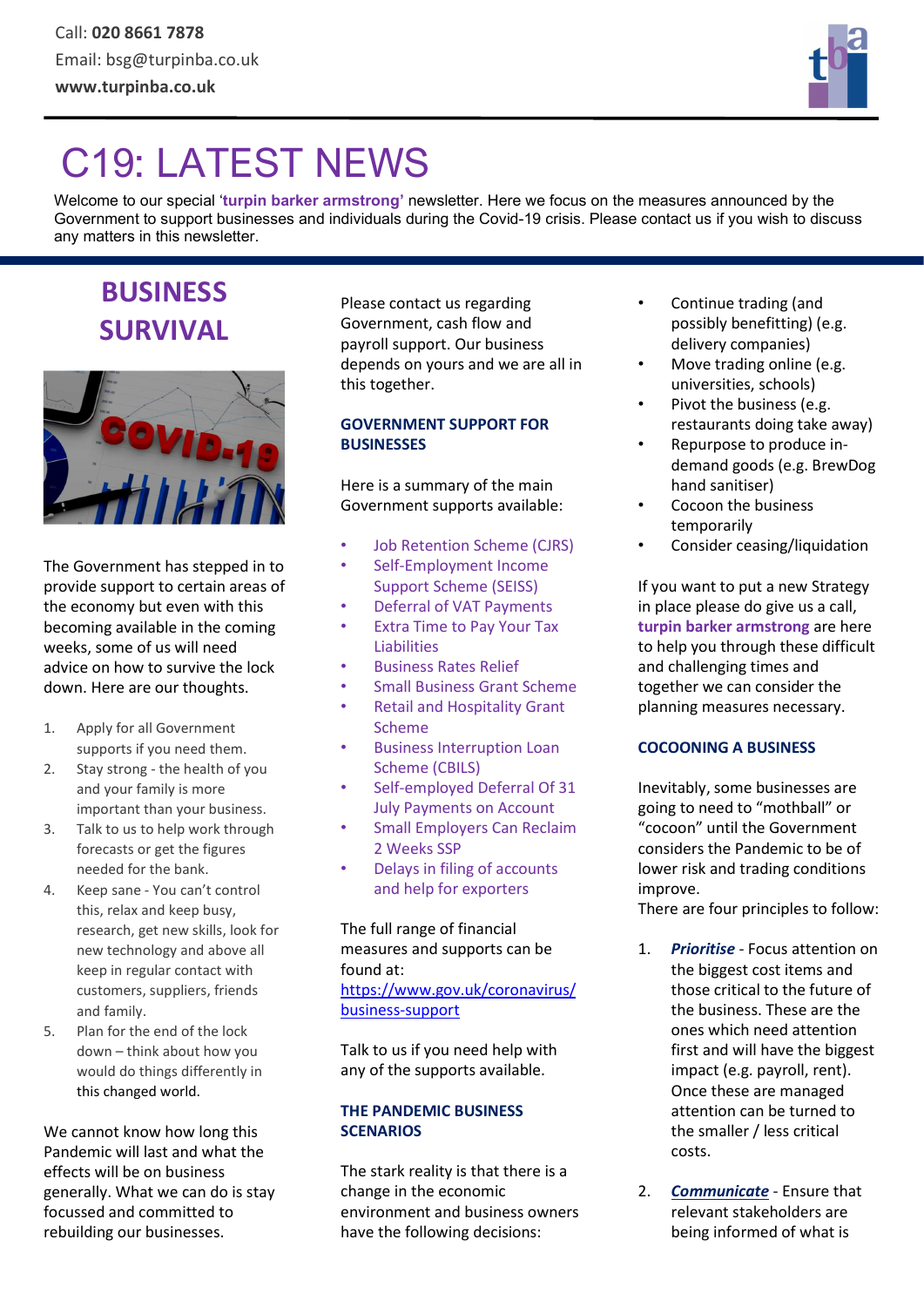Call: **020 8661 7878**
Email: bsg@turpinba.co.uk
**www.turpinba.co.uk**

# C19: LATEST NEWS

Welcome to our special '**turpin barker armstrong**' newsletter. Here we focus on the measures announced by the Government to support businesses and individuals during the Covid-19 crisis. Please contact us if you wish to discuss any matters in this newsletter.

## BUSINESS SURVIVAL

The Government has stepped in to provide support to certain areas of the economy but even with this becoming available in the coming weeks, some of us will need advice on how to survive the lock down. Here are our thoughts.

1. Apply for all Government supports if you need them.
2. Stay strong - the health of you and your family is more important than your business.
3. Talk to us to help work through forecasts or get the figures needed for the bank.
4. Keep sane - You can't control this, relax and keep busy, research, get new skills, look for new technology and above all keep in regular contact with customers, suppliers, friends and family.
5. Plan for the end of the lock down – think about how you would do things differently in this changed world.

We cannot know how long this Pandemic will last and what the effects will be on business generally. What we can do is stay focussed and committed to rebuilding our businesses.

Please contact us regarding Government, cash flow and payroll support. Our business depends on yours and we are all in this together.

### GOVERNMENT SUPPORT FOR BUSINESSES

Here is a summary of the main Government supports available:

- Job Retention Scheme (CJRS)
- Self-Employment Income Support Scheme (SEISS)
- Deferral of VAT Payments
- Extra Time to Pay Your Tax Liabilities
- Business Rates Relief
- Small Business Grant Scheme
- Retail and Hospitality Grant Scheme
- Business Interruption Loan Scheme (CBILS)
- Self-employed Deferral Of 31 July Payments on Account
- Small Employers Can Reclaim 2 Weeks SSP
- Delays in filing of accounts and help for exporters

The full range of financial measures and supports can be found at: https://www.gov.uk/coronavirus/business-support

Talk to us if you need help with any of the supports available.

### THE PANDEMIC BUSINESS SCENARIOS

The stark reality is that there is a change in the economic environment and business owners have the following decisions:

- Continue trading (and possibly benefitting) (e.g. delivery companies)
- Move trading online (e.g. universities, schools)
- Pivot the business (e.g. restaurants doing take away)
- Repurpose to produce in-demand goods (e.g. BrewDog hand sanitiser)
- Cocoon the business temporarily
- Consider ceasing/liquidation

If you want to put a new Strategy in place please do give us a call, **turpin barker armstrong** are here to help you through these difficult and challenging times and together we can consider the planning measures necessary.

### COCOONING A BUSINESS

Inevitably, some businesses are going to need to "mothball" or "cocoon" until the Government considers the Pandemic to be of lower risk and trading conditions improve.

There are four principles to follow:

1. ***Prioritise*** - Focus attention on the biggest cost items and those critical to the future of the business. These are the ones which need attention first and will have the biggest impact (e.g. payroll, rent). Once these are managed attention can be turned to the smaller / less critical costs.

2. ***Communicate*** - Ensure that relevant stakeholders are being informed of what is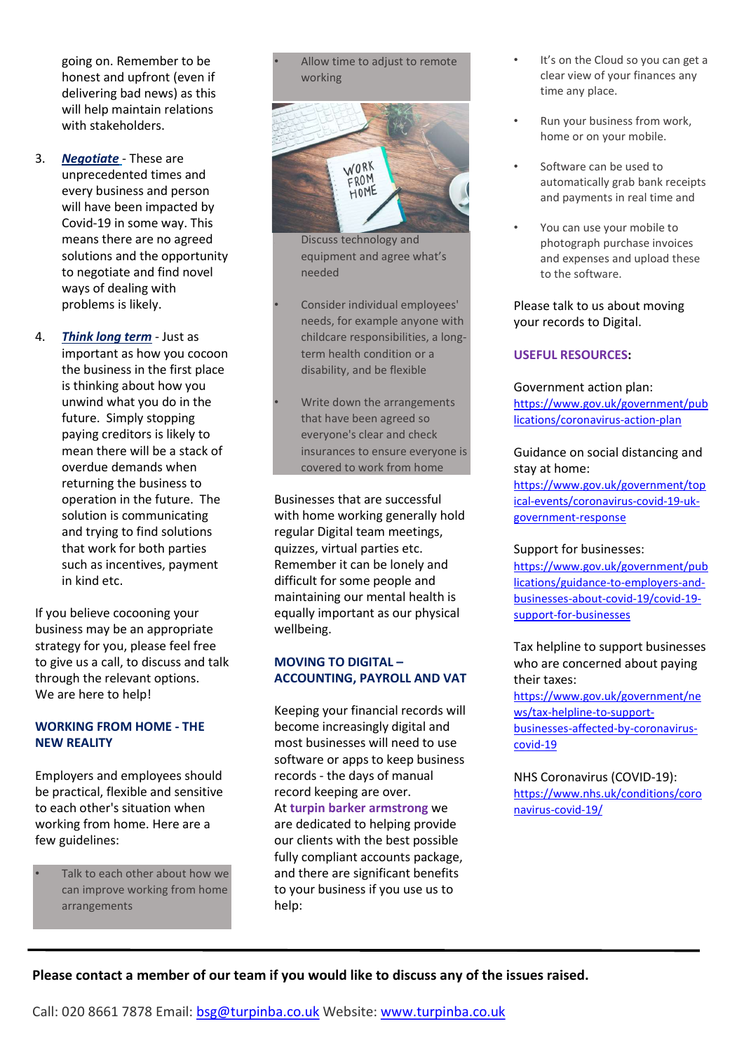going on. Remember to be honest and upfront (even if delivering bad news) as this will help maintain relations with stakeholders.

3. ***Negotiate*** - These are unprecedented times and every business and person will have been impacted by Covid-19 in some way. This means there are no agreed solutions and the opportunity to negotiate and find novel ways of dealing with problems is likely.

4. ***Think long term*** - Just as important as how you cocoon the business in the first place is thinking about how you unwind what you do in the future. Simply stopping paying creditors is likely to mean there will be a stack of overdue demands when returning the business to operation in the future. The solution is communicating and trying to find solutions that work for both parties such as incentives, payment in kind etc.

If you believe cocooning your business may be an appropriate strategy for you, please feel free to give us a call, to discuss and talk through the relevant options. We are here to help!

## WORKING FROM HOME - THE NEW REALITY

Employers and employees should be practical, flexible and sensitive to each other's situation when working from home. Here are a few guidelines:

- Talk to each other about how we can improve working from home arrangements
- Allow time to adjust to remote working
- Discuss technology and equipment and agree what's needed
- Consider individual employees' needs, for example anyone with childcare responsibilities, a long-term health condition or a disability, and be flexible
- Write down the arrangements that have been agreed so everyone's clear and check insurances to ensure everyone is covered to work from home

Businesses that are successful with home working generally hold regular Digital team meetings, quizzes, virtual parties etc. Remember it can be lonely and difficult for some people and maintaining our mental health is equally important as our physical wellbeing.

## MOVING TO DIGITAL – ACCOUNTING, PAYROLL AND VAT

Keeping your financial records will become increasingly digital and most businesses will need to use software or apps to keep business records - the days of manual record keeping are over.
At **turpin barker armstrong** we are dedicated to helping provide our clients with the best possible fully compliant accounts package, and there are significant benefits to your business if you use us to help:

- It's on the Cloud so you can get a clear view of your finances any time any place.
- Run your business from work, home or on your mobile.
- Software can be used to automatically grab bank receipts and payments in real time and
- You can use your mobile to photograph purchase invoices and expenses and upload these to the software.

Please talk to us about moving your records to Digital.

## USEFUL RESOURCES:

Government action plan:
https://www.gov.uk/government/publications/coronavirus-action-plan

Guidance on social distancing and stay at home:
https://www.gov.uk/government/topical-events/coronavirus-covid-19-uk-government-response

Support for businesses:
https://www.gov.uk/government/publications/guidance-to-employers-and-businesses-about-covid-19/covid-19-support-for-businesses

Tax helpline to support businesses who are concerned about paying their taxes:
https://www.gov.uk/government/news/tax-helpline-to-support-businesses-affected-by-coronavirus-covid-19

NHS Coronavirus (COVID-19):
https://www.nhs.uk/conditions/coronavirus-covid-19/

---

**Please contact a member of our team if you would like to discuss any of the issues raised.**

Call: 020 8661 7878 Email: bsg@turpinba.co.uk Website: www.turpinba.co.uk